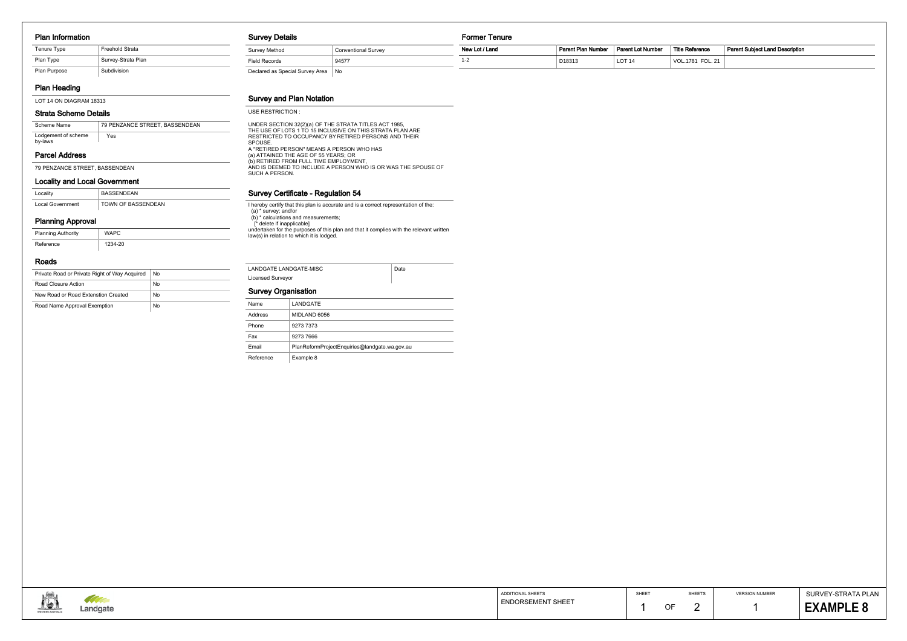## Plan Information

| Tenure Type | Freehold Strata |
|---|---|
| Plan Type | Survey-Strata Plan |
| Plan Purpose | Subdivision |

## Plan Heading

LOT 14 ON DIAGRAM 18313

## Strata Scheme Details

| Scheme Name | 79 PENZANCE STREET, BASSENDEAN |
|---|---|
| Lodgement of scheme by-laws | Yes |

## Parcel Address

79 PENZANCE STREET, BASSENDEAN

## Locality and Local Government

| Locality | BASSENDEAN |
|---|---|
| Local Government | TOWN OF BASSENDEAN |

## Planning Approval

| Planning Authority | WAPC |
|---|---|
| Reference | 1234-20 |

## Roads

| Private Road or Private Right of Way Acquired | No |
|---|---|
| Road Closure Action | No |
| New Road or Road Extension Created | No |
| Road Name Approval Exemption | No |

## Survey Details

| Survey Method | Conventional Survey |
|---|---|
| Field Records | 94577 |
| Declared as Special Survey Area | No |

## Survey and Plan Notation

USE RESTRICTION :

UNDER SECTION 32(2)(a) OF THE STRATA TITLES ACT 1985,
THE USE OF LOTS 1 TO 15 INCLUSIVE ON THIS STRATA PLAN ARE
RESTRICTED TO OCCUPANCY BY RETIRED PERSONS AND THEIR
SPOUSE.
A "RETIRED PERSON" MEANS A PERSON WHO HAS
(a) ATTAINED THE AGE OF 55 YEARS; OR
(b) RETIRED FROM FULL TIME EMPLOYMENT,
AND IS DEEMED TO INCLUDE A PERSON WHO IS OR WAS THE SPOUSE OF
SUCH A PERSON.

## Survey Certificate - Regulation 54

I hereby certify that this plan is accurate and is a correct representation of the:
(a) * survey; and/or
(b) * calculations and measurements;
[* delete if inapplicable]
undertaken for the purposes of this plan and that it complies with the relevant written law(s) in relation to which it is lodged.

| LANDGATE LANDGATE-MISC | Date |
|---|---|
| Licensed Surveyor | |

## Survey Organisation

| Name | LANDGATE |
|---|---|
| Address | MIDLAND 6056 |
| Phone | 9273 7373 |
| Fax | 9273 7666 |
| Email | PlanReformProjectEnquiries@landgate.wa.gov.au |
| Reference | Example 8 |

## Former Tenure

| New Lot / Land | Parent Plan Number | Parent Lot Number | Title Reference | Parent Subject Land Description |
|---|---|---|---|---|
| 1-2 | D18313 | LOT 14 | VOL.1781 FOL. 21 | |

| ADDITIONAL SHEETS | SHEET | SHEETS | VERSION NUMBER | SURVEY-STRATA PLAN |
|---|---|---|---|---|
| ENDORSEMENT SHEET | 1 OF | 2 | 1 | **EXAMPLE 8** |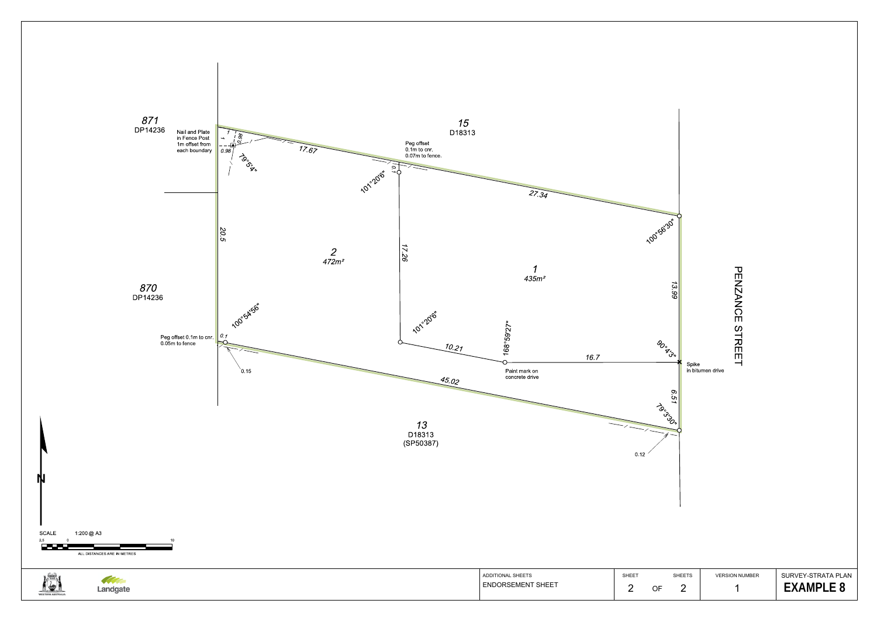871
DP14236

Nail and Plate in Fence Post 1m offset from each boundary

1
1
0.98
0.98

79°5'4"

17.67

15
D18313

Peg offset 0.1m to cnr. 0.07m to fence.

0.1

101°20'6"

27.34

100°56'30"

20.5

2
472m²

17.26

1
435m²

13.99

PENZANCE STREET

870
DP14236

100°54'56"

101°20'6"

168°59'27"

90°4'3"

Peg offset 0.1m to cnr. 0.05m to fence

0.1

10.21

16.7

Spike in bitumen drive

0.15

Paint mark on concrete drive

45.02

6.51

79°3'30"

13
D18313
(SP50387)

0.12

N

SCALE 1:200 @ A3

2.5 0 10

ALL DISTANCES ARE IN METRES

Landgate

WESTERN AUSTRALIA

| ADDITIONAL SHEETS | SHEET | SHEETS | VERSION NUMBER | SURVEY-STRATA PLAN |
|---|---|---|---|---|
| ENDORSEMENT SHEET | 2 OF | 2 | 1 | **EXAMPLE 8** |